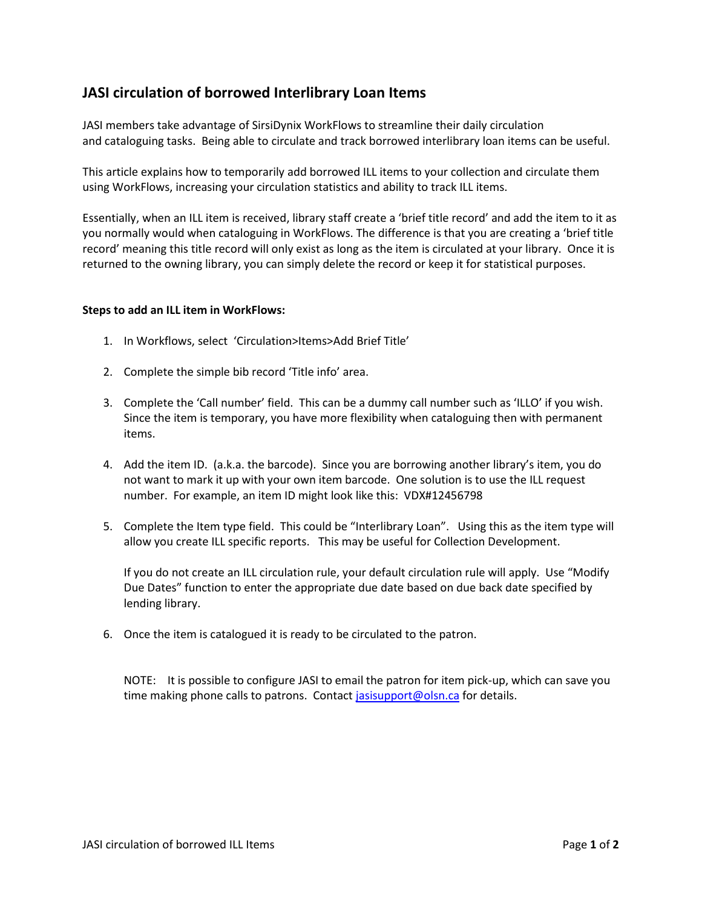# JASI circulation of borrowed Interlibrary Loan Items

JASI members take advantage of SirsiDynix WorkFlows to streamline their daily circulation and cataloguing tasks. Being able to circulate and track borrowed interlibrary loan items can be useful.

This article explains how to temporarily add borrowed ILL items to your collection and circulate them using WorkFlows, increasing your circulation statistics and ability to track ILL items.

Essentially, when an ILL item is received, library staff create a 'brief title record' and add the item to it as you normally would when cataloguing in WorkFlows. The difference is that you are creating a 'brief title record' meaning this title record will only exist as long as the item is circulated at your library. Once it is returned to the owning library, you can simply delete the record or keep it for statistical purposes.

**Steps to add an ILL item in WorkFlows:**

1. In Workflows, select 'Circulation>Items>Add Brief Title'

2. Complete the simple bib record 'Title info' area.

3. Complete the 'Call number' field. This can be a dummy call number such as 'ILLO' if you wish. Since the item is temporary, you have more flexibility when cataloguing then with permanent items.

4. Add the item ID. (a.k.a. the barcode). Since you are borrowing another library's item, you do not want to mark it up with your own item barcode. One solution is to use the ILL request number. For example, an item ID might look like this: VDX#12456798

5. Complete the Item type field. This could be "Interlibrary Loan". Using this as the item type will allow you create ILL specific reports. This may be useful for Collection Development.

   If you do not create an ILL circulation rule, your default circulation rule will apply. Use "Modify Due Dates" function to enter the appropriate due date based on due back date specified by lending library.

6. Once the item is catalogued it is ready to be circulated to the patron.

   NOTE: It is possible to configure JASI to email the patron for item pick-up, which can save you time making phone calls to patrons. Contact jasisupport@olsn.ca for details.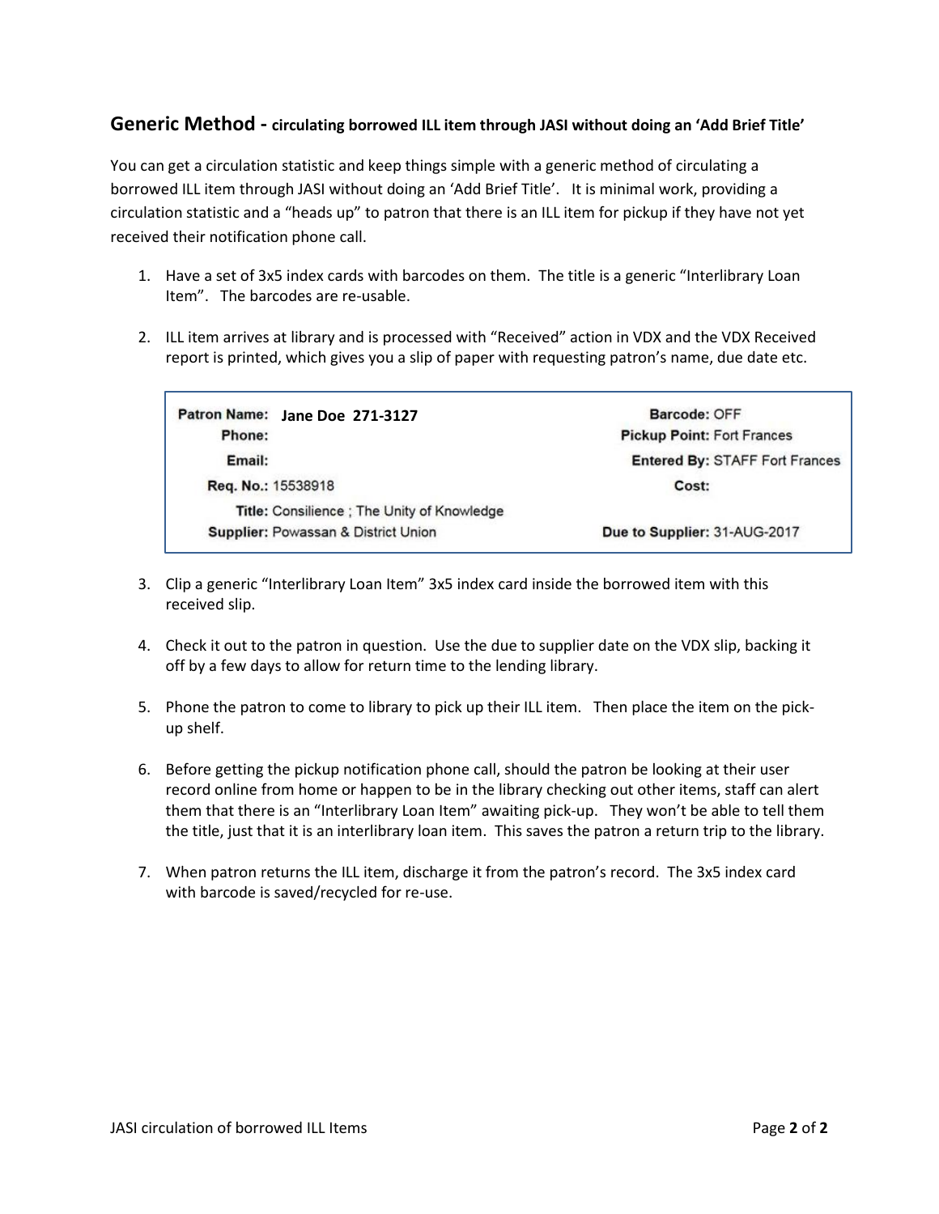## Generic Method - circulating borrowed ILL item through JASI without doing an 'Add Brief Title'

You can get a circulation statistic and keep things simple with a generic method of circulating a borrowed ILL item through JASI without doing an 'Add Brief Title'. It is minimal work, providing a circulation statistic and a "heads up" to patron that there is an ILL item for pickup if they have not yet received their notification phone call.

1. Have a set of 3x5 index cards with barcodes on them. The title is a generic "Interlibrary Loan Item". The barcodes are re-usable.

2. ILL item arrives at library and is processed with "Received" action in VDX and the VDX Received report is printed, which gives you a slip of paper with requesting patron's name, due date etc.

| | | | |
|---|---|---|---|
| **Patron Name:** | **Jane Doe 271-3127** | **Barcode:** | OFF |
| **Phone:** | | **Pickup Point:** | Fort Frances |
| **Email:** | | **Entered By:** | STAFF Fort Frances |
| **Req. No.:** | 15538918 | **Cost:** | |
| **Title:** | Consilience ; The Unity of Knowledge | | |
| **Supplier:** | Powassan & District Union | **Due to Supplier:** | 31-AUG-2017 |

3. Clip a generic "Interlibrary Loan Item" 3x5 index card inside the borrowed item with this received slip.

4. Check it out to the patron in question. Use the due to supplier date on the VDX slip, backing it off by a few days to allow for return time to the lending library.

5. Phone the patron to come to library to pick up their ILL item. Then place the item on the pick-up shelf.

6. Before getting the pickup notification phone call, should the patron be looking at their user record online from home or happen to be in the library checking out other items, staff can alert them that there is an "Interlibrary Loan Item" awaiting pick-up. They won't be able to tell them the title, just that it is an interlibrary loan item. This saves the patron a return trip to the library.

7. When patron returns the ILL item, discharge it from the patron's record. The 3x5 index card with barcode is saved/recycled for re-use.